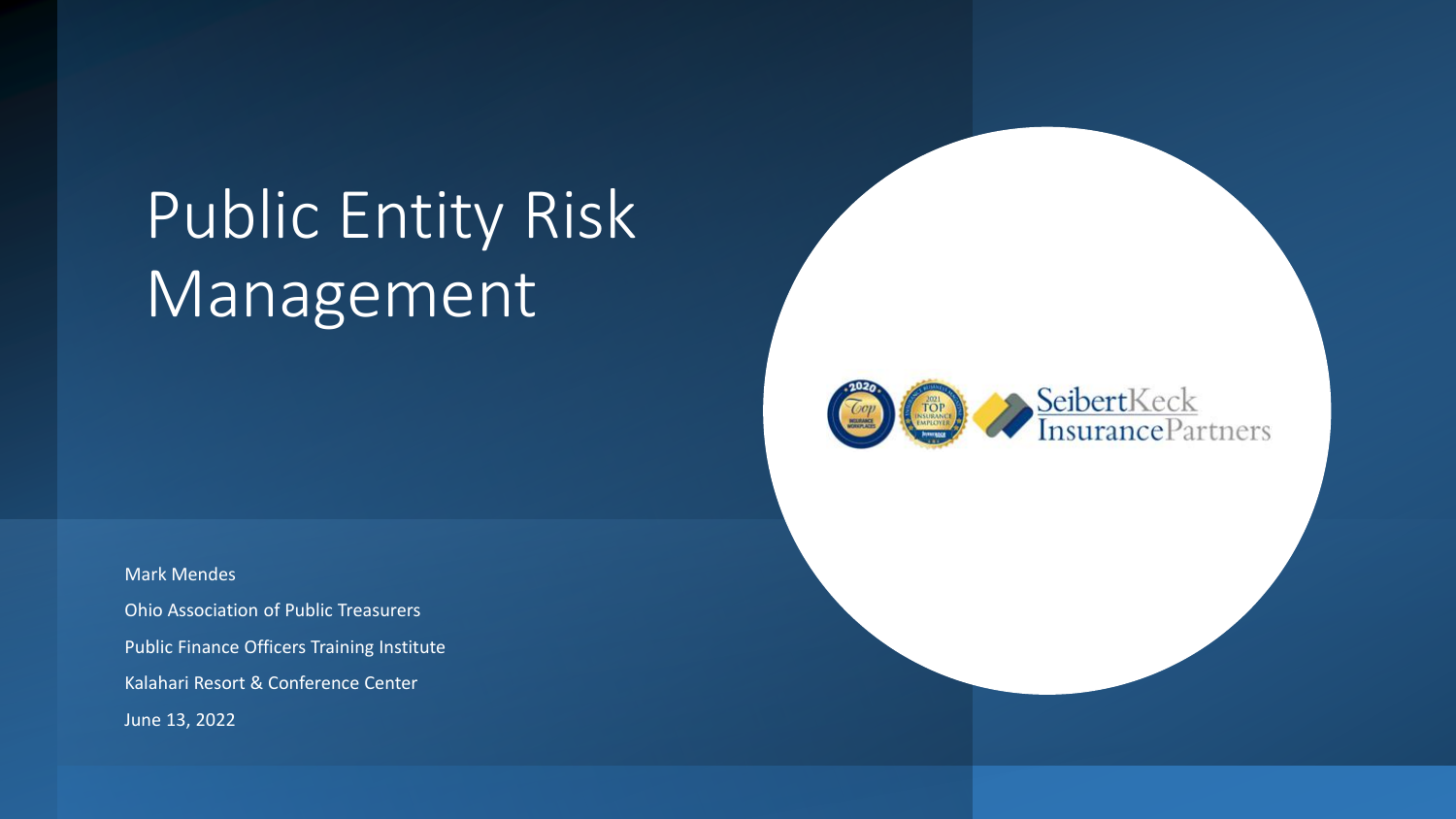# Public Entity Risk Management

SeibertKeck InsurancePartners

Mark Mendes

Ohio Association of Public Treasurers

Public Finance Officers Training Institute

Kalahari Resort & Conference Center

June 13, 2022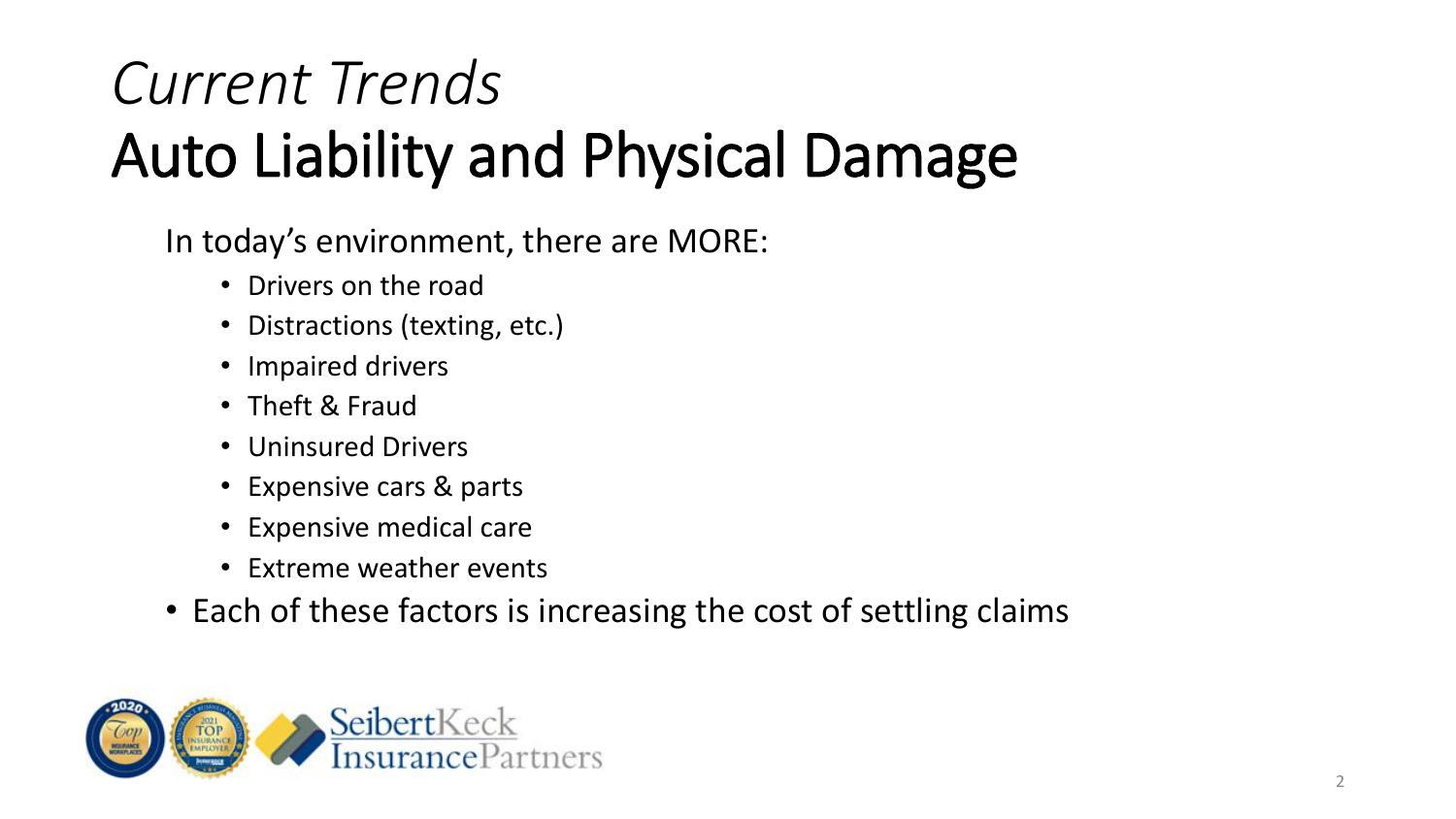# *Current Trends*
# Auto Liability and Physical Damage

In today's environment, there are MORE:

- Drivers on the road
- Distractions (texting, etc.)
- Impaired drivers
- Theft & Fraud
- Uninsured Drivers
- Expensive cars & parts
- Expensive medical care
- Extreme weather events

- Each of these factors is increasing the cost of settling claims

SeibertKeck InsurancePartners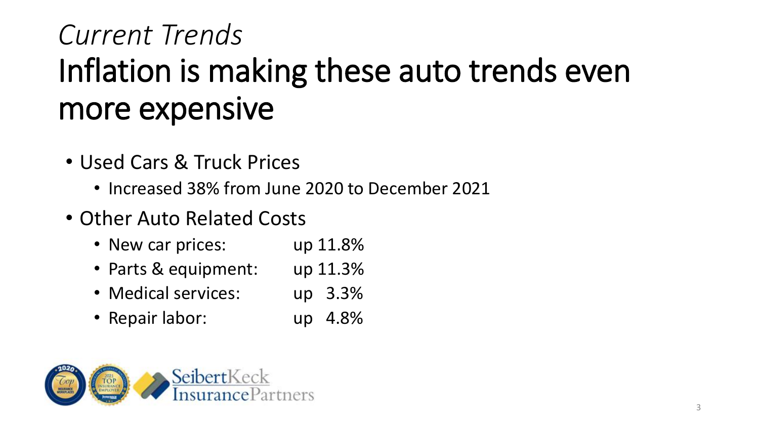*Current Trends*

# Inflation is making these auto trends even more expensive

- Used Cars & Truck Prices
  - Increased 38% from June 2020 to December 2021
- Other Auto Related Costs
  - New car prices: up 11.8%
  - Parts & equipment: up 11.3%
  - Medical services: up 3.3%
  - Repair labor: up 4.8%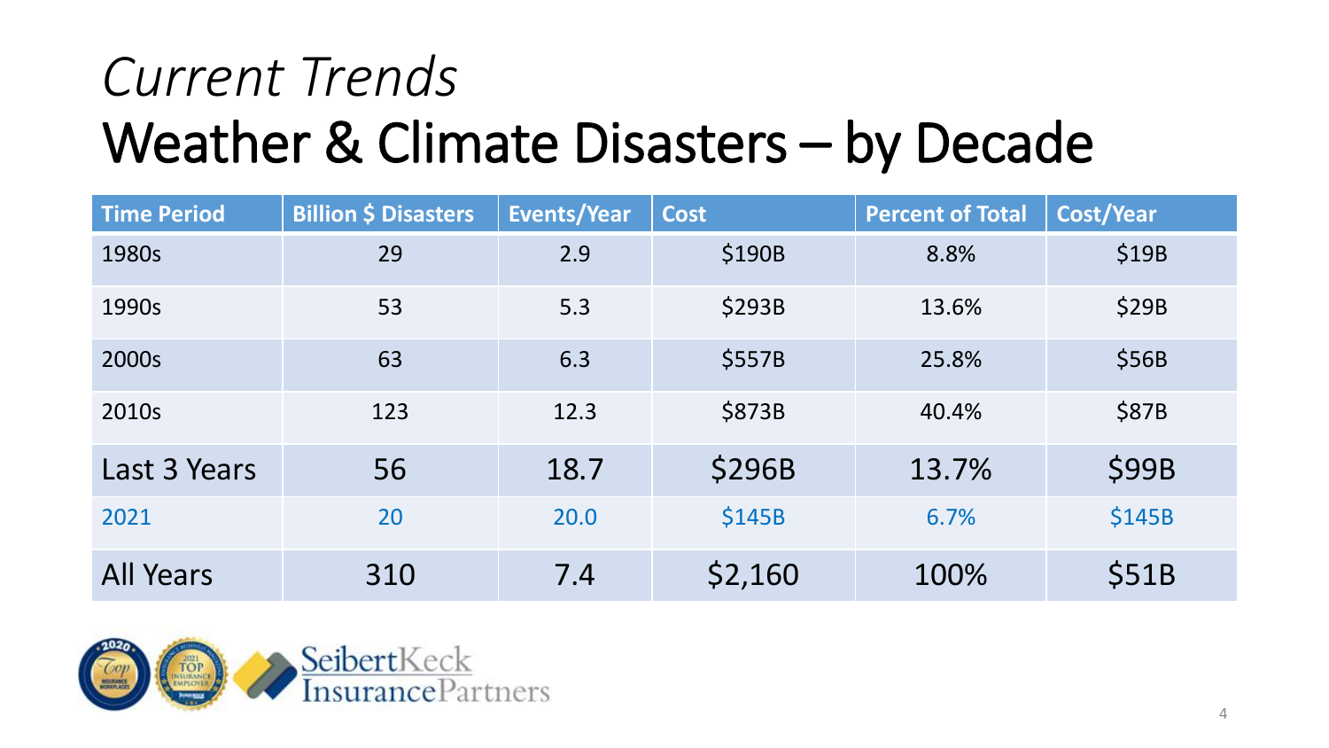# *Current Trends*

# Weather & Climate Disasters – by Decade

| Time Period | Billion $ Disasters | Events/Year | Cost | Percent of Total | Cost/Year |
|---|---|---|---|---|---|
| 1980s | 29 | 2.9 | $190B | 8.8% | $19B |
| 1990s | 53 | 5.3 | $293B | 13.6% | $29B |
| 2000s | 63 | 6.3 | $557B | 25.8% | $56B |
| 2010s | 123 | 12.3 | $873B | 40.4% | $87B |
| Last 3 Years | 56 | 18.7 | $296B | 13.7% | $99B |
| 2021 | 20 | 20.0 | $145B | 6.7% | $145B |
| All Years | 310 | 7.4 | $2,160 | 100% | $51B |

SeibertKeck InsurancePartners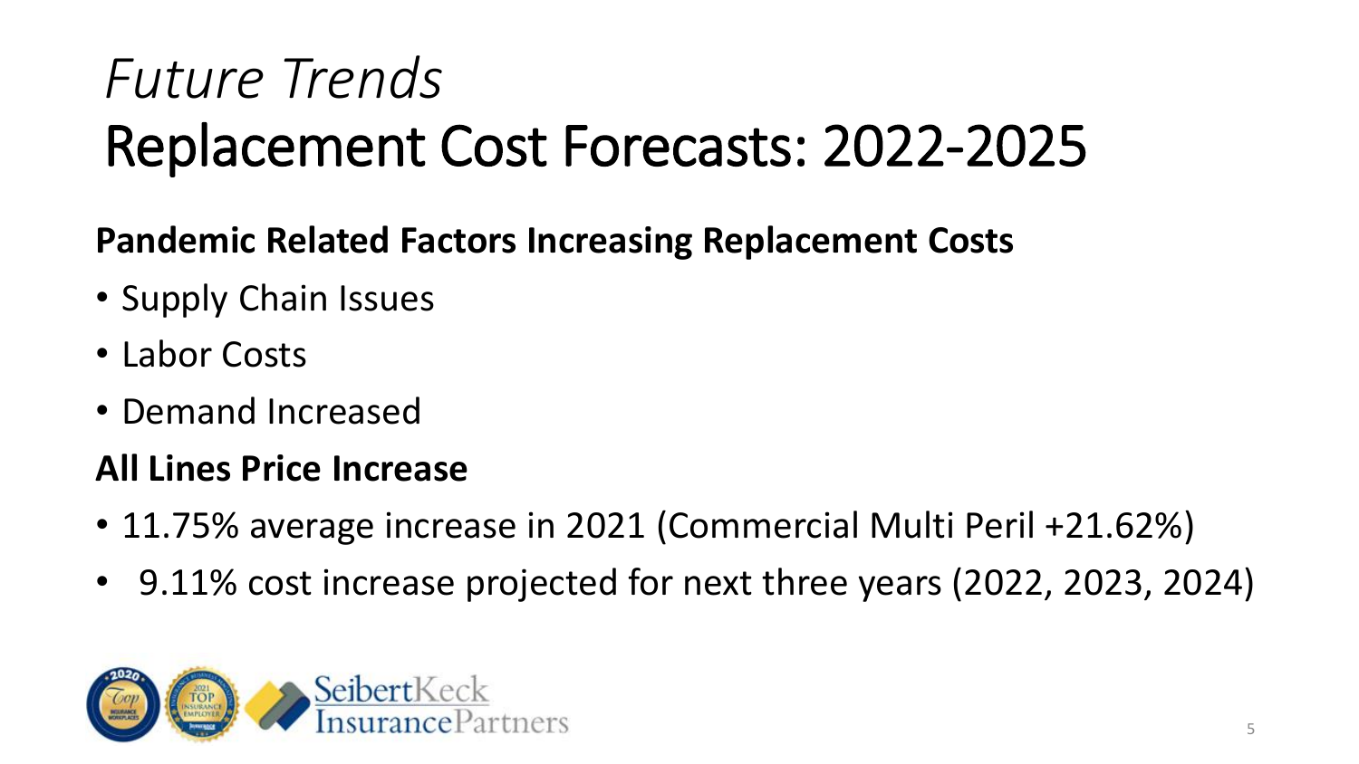# *Future Trends*
# Replacement Cost Forecasts: 2022-2025

**Pandemic Related Factors Increasing Replacement Costs**

- Supply Chain Issues
- Labor Costs
- Demand Increased

**All Lines Price Increase**

- 11.75% average increase in 2021 (Commercial Multi Peril +21.62%)
- 9.11% cost increase projected for next three years (2022, 2023, 2024)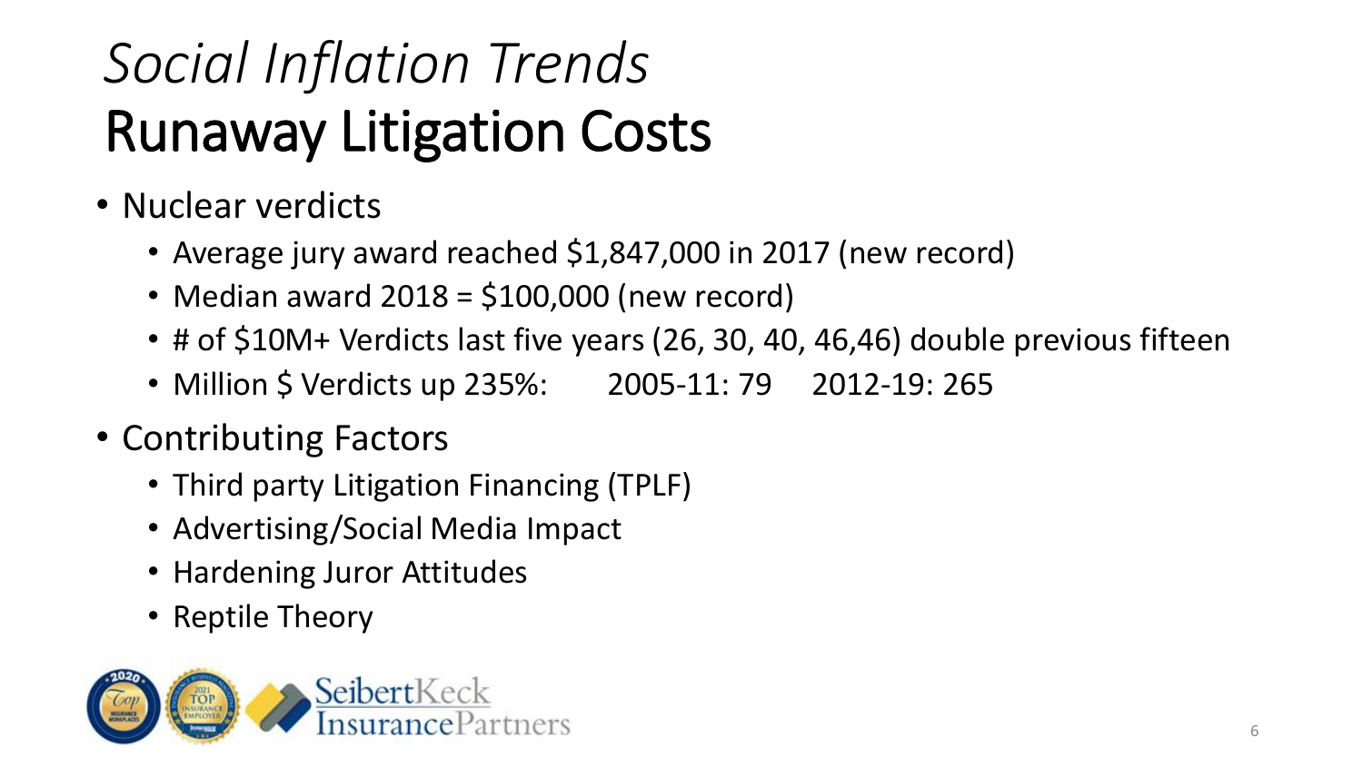# *Social Inflation Trends*
# Runaway Litigation Costs

- Nuclear verdicts
  - Average jury award reached $1,847,000 in 2017 (new record)
  - Median award 2018 = $100,000 (new record)
  - # of $10M+ Verdicts last five years (26, 30, 40, 46,46) double previous fifteen
  - Million $ Verdicts up 235%: 2005-11: 79 2012-19: 265
- Contributing Factors
  - Third party Litigation Financing (TPLF)
  - Advertising/Social Media Impact
  - Hardening Juror Attitudes
  - Reptile Theory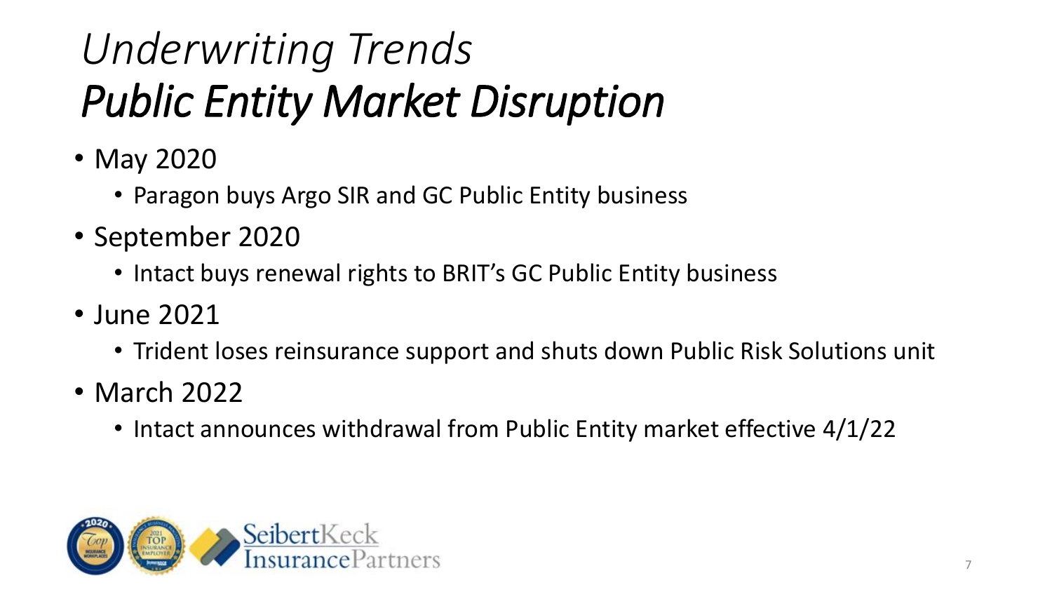# *Underwriting Trends*
# ***Public Entity Market Disruption***

- May 2020
  - Paragon buys Argo SIR and GC Public Entity business
- September 2020
  - Intact buys renewal rights to BRIT's GC Public Entity business
- June 2021
  - Trident loses reinsurance support and shuts down Public Risk Solutions unit
- March 2022
  - Intact announces withdrawal from Public Entity market effective 4/1/22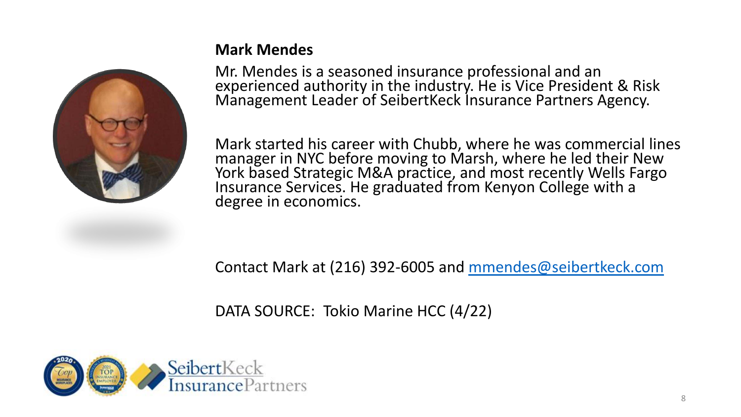**Mark Mendes**

Mr. Mendes is a seasoned insurance professional and an experienced authority in the industry. He is Vice President & Risk Management Leader of SeibertKeck Insurance Partners Agency.

Mark started his career with Chubb, where he was commercial lines manager in NYC before moving to Marsh, where he led their New York based Strategic M&A practice, and most recently Wells Fargo Insurance Services. He graduated from Kenyon College with a degree in economics.

Contact Mark at (216) 392-6005 and mmendes@seibertkeck.com

DATA SOURCE: Tokio Marine HCC (4/22)

SeibertKeck InsurancePartners